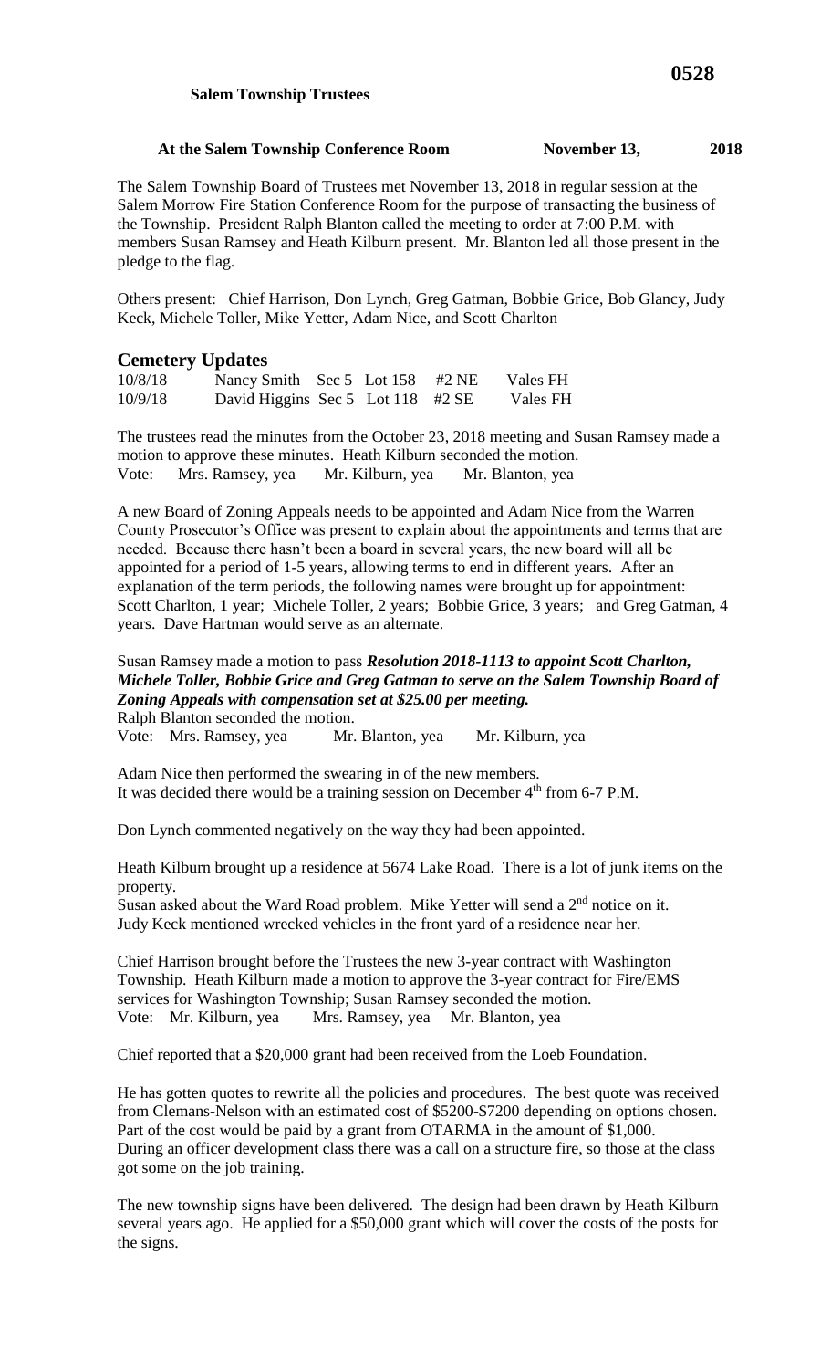**Salem Township Trustees**

**At the Salem Township Conference Room November 13, 2018**

The Salem Township Board of Trustees met November 13, 2018 in regular session at the Salem Morrow Fire Station Conference Room for the purpose of transacting the business of the Township. President Ralph Blanton called the meeting to order at 7:00 P.M. with members Susan Ramsey and Heath Kilburn present. Mr. Blanton led all those present in the pledge to the flag.

Others present: Chief Harrison, Don Lynch, Greg Gatman, Bobbie Grice, Bob Glancy, Judy Keck, Michele Toller, Mike Yetter, Adam Nice, and Scott Charlton

## Cemetery Updates

| | | | | | |
|---|---|---|---|---|---|
| 10/8/18 | Nancy Smith | Sec 5 | Lot 158 | #2 NE | Vales FH |
| 10/9/18 | David Higgins | Sec 5 | Lot 118 | #2 SE | Vales FH |

The trustees read the minutes from the October 23, 2018 meeting and Susan Ramsey made a motion to approve these minutes. Heath Kilburn seconded the motion.
Vote: Mrs. Ramsey, yea Mr. Kilburn, yea Mr. Blanton, yea

A new Board of Zoning Appeals needs to be appointed and Adam Nice from the Warren County Prosecutor's Office was present to explain about the appointments and terms that are needed. Because there hasn't been a board in several years, the new board will all be appointed for a period of 1-5 years, allowing terms to end in different years. After an explanation of the term periods, the following names were brought up for appointment: Scott Charlton, 1 year; Michele Toller, 2 years; Bobbie Grice, 3 years; and Greg Gatman, 4 years. Dave Hartman would serve as an alternate.

Susan Ramsey made a motion to pass ***Resolution 2018-1113 to appoint Scott Charlton, Michele Toller, Bobbie Grice and Greg Gatman to serve on the Salem Township Board of Zoning Appeals with compensation set at $25.00 per meeting.***
Ralph Blanton seconded the motion.
Vote: Mrs. Ramsey, yea Mr. Blanton, yea Mr. Kilburn, yea

Adam Nice then performed the swearing in of the new members.
It was decided there would be a training session on December 4th from 6-7 P.M.

Don Lynch commented negatively on the way they had been appointed.

Heath Kilburn brought up a residence at 5674 Lake Road. There is a lot of junk items on the property.
Susan asked about the Ward Road problem. Mike Yetter will send a 2nd notice on it.
Judy Keck mentioned wrecked vehicles in the front yard of a residence near her.

Chief Harrison brought before the Trustees the new 3-year contract with Washington Township. Heath Kilburn made a motion to approve the 3-year contract for Fire/EMS services for Washington Township; Susan Ramsey seconded the motion.
Vote: Mr. Kilburn, yea Mrs. Ramsey, yea Mr. Blanton, yea

Chief reported that a $20,000 grant had been received from the Loeb Foundation.

He has gotten quotes to rewrite all the policies and procedures. The best quote was received from Clemans-Nelson with an estimated cost of $5200-$7200 depending on options chosen. Part of the cost would be paid by a grant from OTARMA in the amount of $1,000.
During an officer development class there was a call on a structure fire, so those at the class got some on the job training.

The new township signs have been delivered. The design had been drawn by Heath Kilburn several years ago. He applied for a $50,000 grant which will cover the costs of the posts for the signs.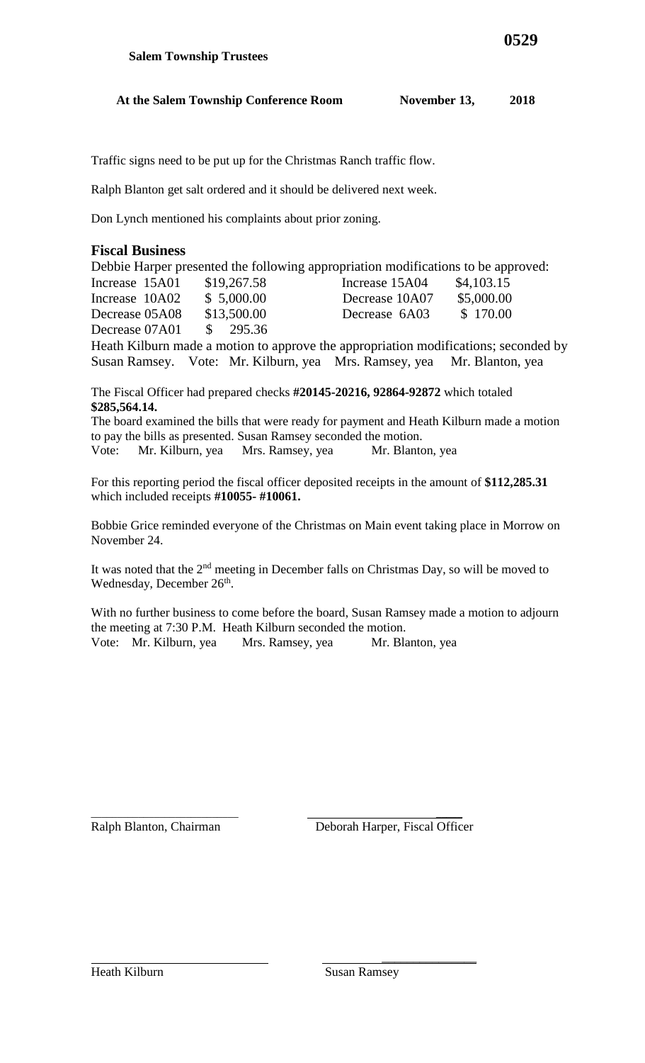**Salem Township Trustees**

**At the Salem Township Conference Room November 13, 2018**

Traffic signs need to be put up for the Christmas Ranch traffic flow.

Ralph Blanton get salt ordered and it should be delivered next week.

Don Lynch mentioned his complaints about prior zoning.

## Fiscal Business

Debbie Harper presented the following appropriation modifications to be approved:

| | | | |
|---|---|---|---|
| Increase 15A01 | $19,267.58 | Increase 15A04 | $4,103.15 |
| Increase 10A02 | $ 5,000.00 | Decrease 10A07 | $5,000.00 |
| Decrease 05A08 | $13,500.00 | Decrease 6A03 | $ 170.00 |
| Decrease 07A01 | $ 295.36 | | |

Heath Kilburn made a motion to approve the appropriation modifications; seconded by Susan Ramsey. Vote: Mr. Kilburn, yea Mrs. Ramsey, yea Mr. Blanton, yea

The Fiscal Officer had prepared checks **#20145-20216, 92864-92872** which totaled **$285,564.14.**

The board examined the bills that were ready for payment and Heath Kilburn made a motion to pay the bills as presented. Susan Ramsey seconded the motion.

Vote: Mr. Kilburn, yea Mrs. Ramsey, yea Mr. Blanton, yea

For this reporting period the fiscal officer deposited receipts in the amount of **$112,285.31** which included receipts **#10055- #10061.**

Bobbie Grice reminded everyone of the Christmas on Main event taking place in Morrow on November 24.

It was noted that the 2nd meeting in December falls on Christmas Day, so will be moved to Wednesday, December 26th.

With no further business to come before the board, Susan Ramsey made a motion to adjourn the meeting at 7:30 P.M. Heath Kilburn seconded the motion.

Vote: Mr. Kilburn, yea Mrs. Ramsey, yea Mr. Blanton, yea

Ralph Blanton, Chairman

Deborah Harper, Fiscal Officer

Heath Kilburn

Susan Ramsey